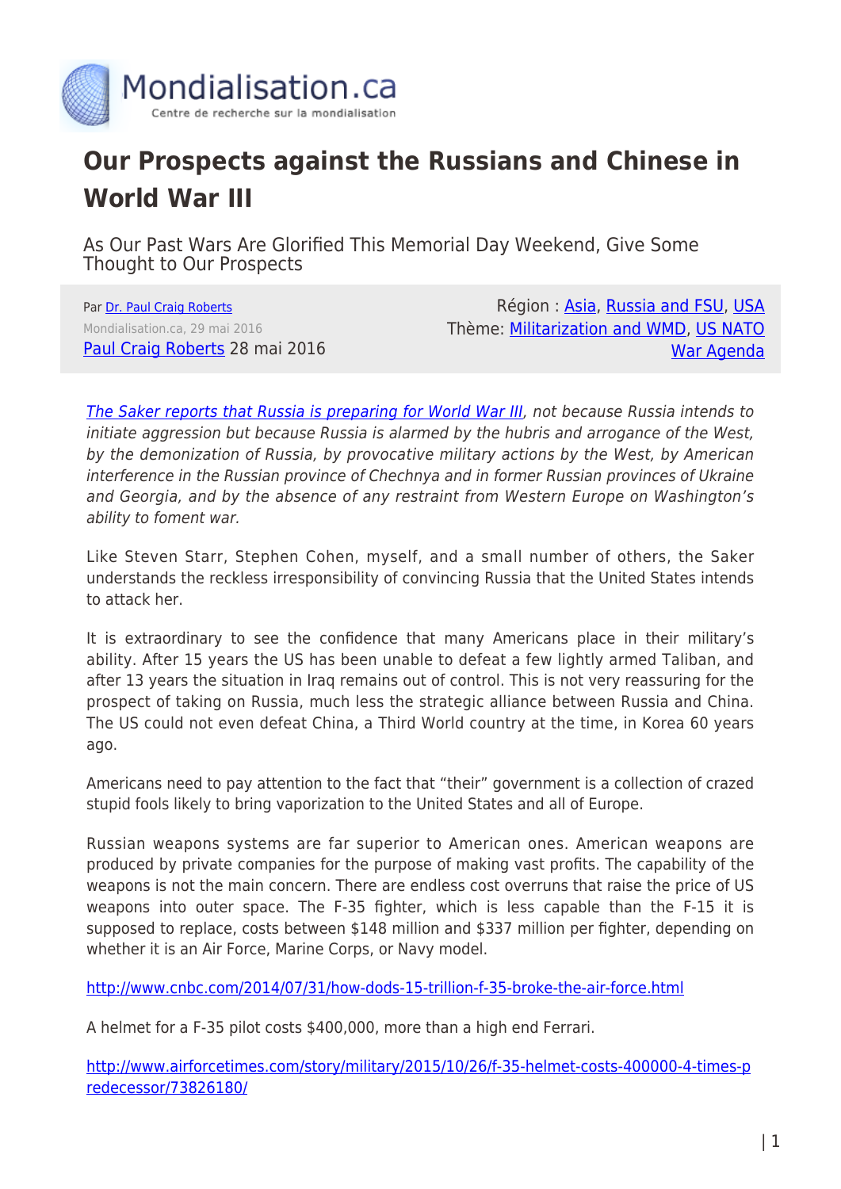# Our Prospects against the Russians and Chinese in World War III

As Our Past Wars Are Glorified This Memorial Day Weekend, Give Some Thought to Our Prospects

Par Dr. Paul Craig Roberts
Mondialisation.ca, 29 mai 2016
Paul Craig Roberts 28 mai 2016

Région : Asia, Russia and FSU, USA
Thème: Militarization and WMD, US NATO War Agenda

*The Saker reports that Russia is preparing for World War III, not because Russia intends to initiate aggression but because Russia is alarmed by the hubris and arrogance of the West, by the demonization of Russia, by provocative military actions by the West, by American interference in the Russian province of Chechnya and in former Russian provinces of Ukraine and Georgia, and by the absence of any restraint from Western Europe on Washington's ability to foment war.*

Like Steven Starr, Stephen Cohen, myself, and a small number of others, the Saker understands the reckless irresponsibility of convincing Russia that the United States intends to attack her.

It is extraordinary to see the confidence that many Americans place in their military's ability. After 15 years the US has been unable to defeat a few lightly armed Taliban, and after 13 years the situation in Iraq remains out of control. This is not very reassuring for the prospect of taking on Russia, much less the strategic alliance between Russia and China. The US could not even defeat China, a Third World country at the time, in Korea 60 years ago.

Americans need to pay attention to the fact that "their" government is a collection of crazed stupid fools likely to bring vaporization to the United States and all of Europe.

Russian weapons systems are far superior to American ones. American weapons are produced by private companies for the purpose of making vast profits. The capability of the weapons is not the main concern. There are endless cost overruns that raise the price of US weapons into outer space. The F-35 fighter, which is less capable than the F-15 it is supposed to replace, costs between $148 million and $337 million per fighter, depending on whether it is an Air Force, Marine Corps, or Navy model.

http://www.cnbc.com/2014/07/31/how-dods-15-trillion-f-35-broke-the-air-force.html

A helmet for a F-35 pilot costs $400,000, more than a high end Ferrari.

http://www.airforcetimes.com/story/military/2015/10/26/f-35-helmet-costs-400000-4-times-predecessor/73826180/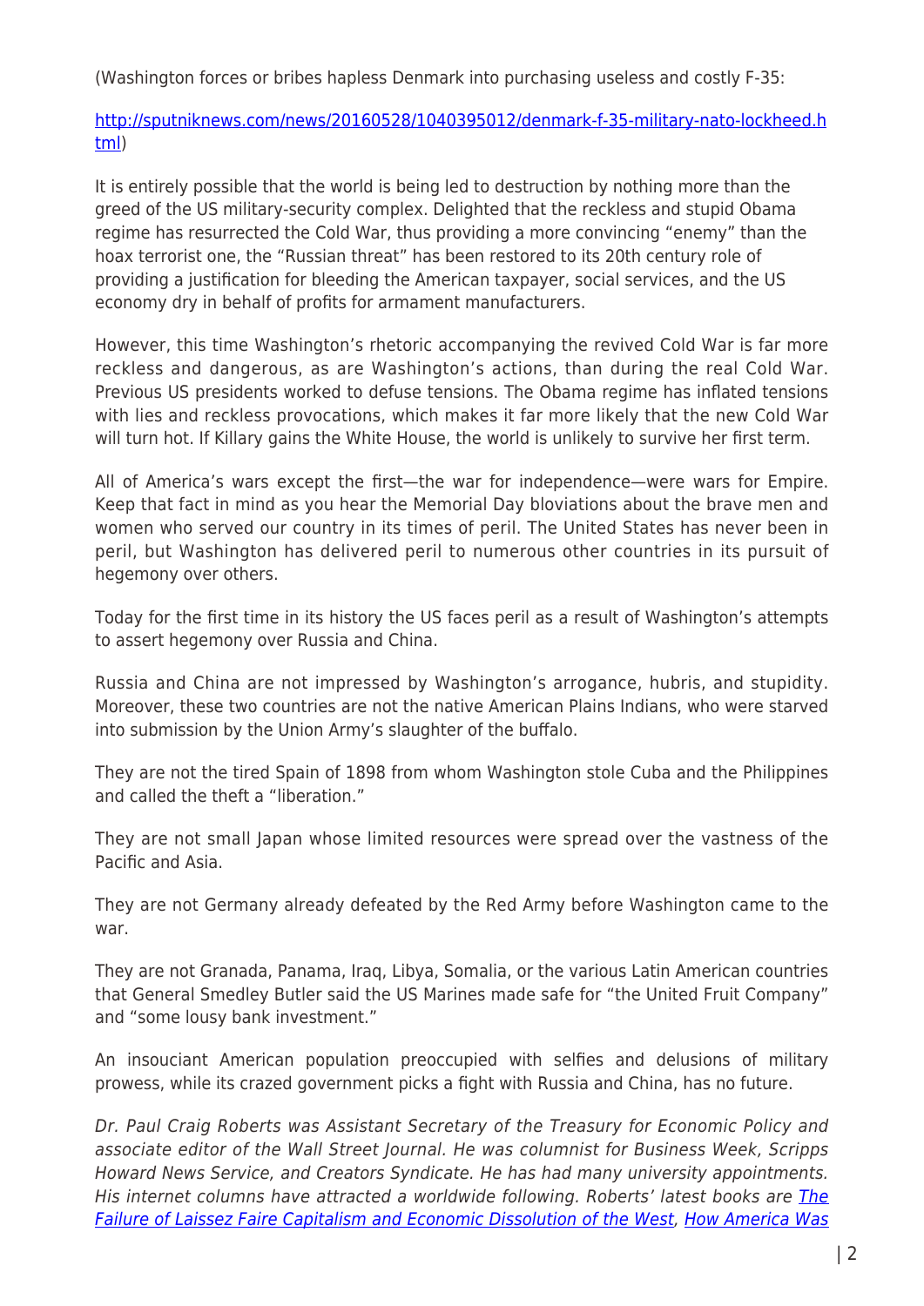(Washington forces or bribes hapless Denmark into purchasing useless and costly F-35:

[http://sputniknews.com/news/20160528/1040395012/denmark-f-35-military-nato-lockheed.html](http://sputniknews.com/news/20160528/1040395012/denmark-f-35-military-nato-lockheed.html))

It is entirely possible that the world is being led to destruction by nothing more than the greed of the US military-security complex. Delighted that the reckless and stupid Obama regime has resurrected the Cold War, thus providing a more convincing "enemy" than the hoax terrorist one, the "Russian threat" has been restored to its 20th century role of providing a justification for bleeding the American taxpayer, social services, and the US economy dry in behalf of profits for armament manufacturers.

However, this time Washington's rhetoric accompanying the revived Cold War is far more reckless and dangerous, as are Washington's actions, than during the real Cold War. Previous US presidents worked to defuse tensions. The Obama regime has inflated tensions with lies and reckless provocations, which makes it far more likely that the new Cold War will turn hot. If Killary gains the White House, the world is unlikely to survive her first term.

All of America's wars except the first—the war for independence—were wars for Empire. Keep that fact in mind as you hear the Memorial Day bloviations about the brave men and women who served our country in its times of peril. The United States has never been in peril, but Washington has delivered peril to numerous other countries in its pursuit of hegemony over others.

Today for the first time in its history the US faces peril as a result of Washington's attempts to assert hegemony over Russia and China.

Russia and China are not impressed by Washington's arrogance, hubris, and stupidity. Moreover, these two countries are not the native American Plains Indians, who were starved into submission by the Union Army's slaughter of the buffalo.

They are not the tired Spain of 1898 from whom Washington stole Cuba and the Philippines and called the theft a "liberation."

They are not small Japan whose limited resources were spread over the vastness of the Pacific and Asia.

They are not Germany already defeated by the Red Army before Washington came to the war.

They are not Granada, Panama, Iraq, Libya, Somalia, or the various Latin American countries that General Smedley Butler said the US Marines made safe for "the United Fruit Company" and "some lousy bank investment."

An insouciant American population preoccupied with selfies and delusions of military prowess, while its crazed government picks a fight with Russia and China, has no future.

*Dr. Paul Craig Roberts was Assistant Secretary of the Treasury for Economic Policy and associate editor of the Wall Street Journal. He was columnist for Business Week, Scripps Howard News Service, and Creators Syndicate. He has had many university appointments. His internet columns have attracted a worldwide following. Roberts' latest books are [The Failure of Laissez Faire Capitalism and Economic Dissolution of the West](), [How America Was]()*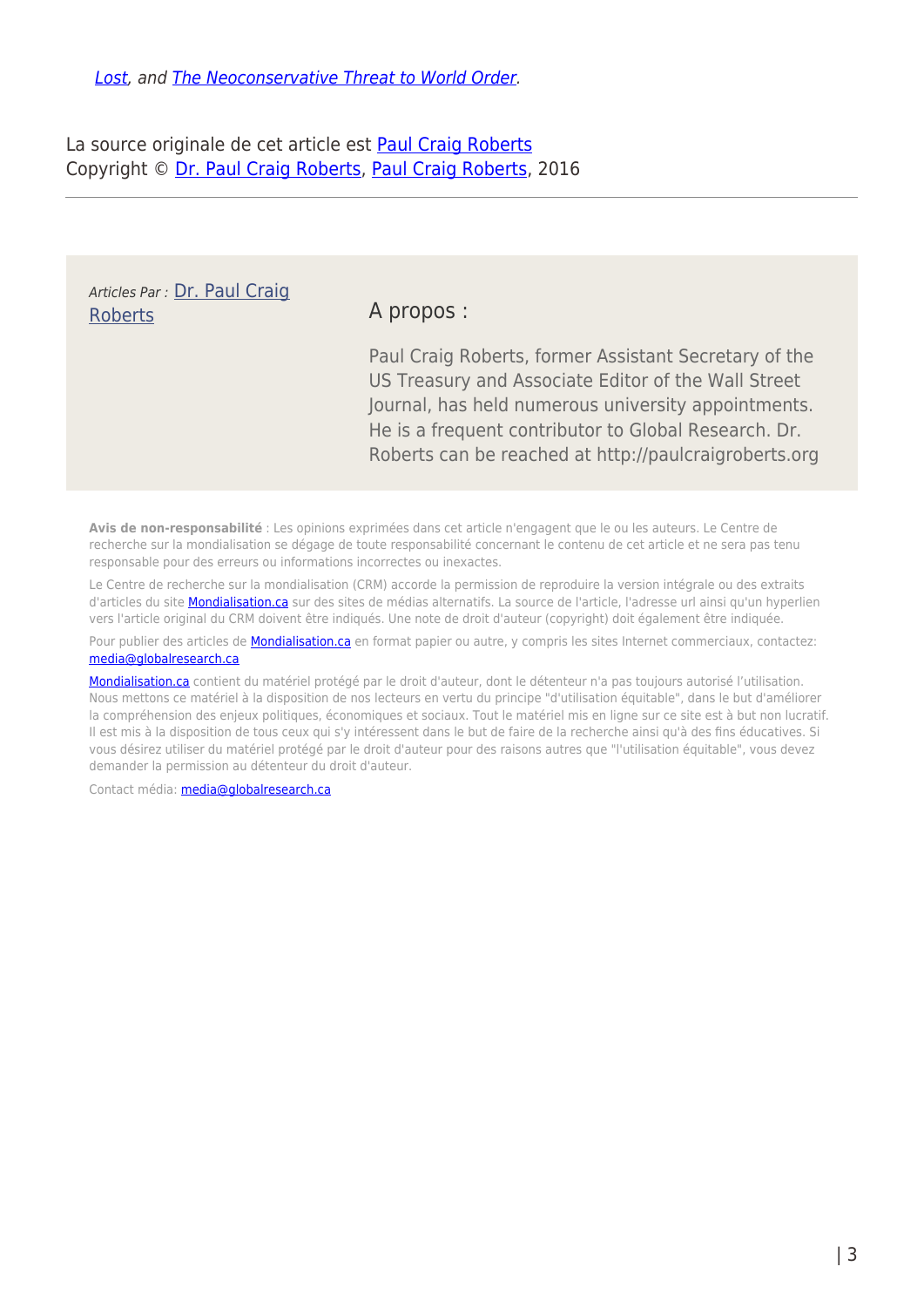*Lost*, and *The Neoconservative Threat to World Order*.

La source originale de cet article est Paul Craig Roberts
Copyright © Dr. Paul Craig Roberts, Paul Craig Roberts, 2016

---

*Articles Par :* Dr. Paul Craig Roberts

## A propos :

Paul Craig Roberts, former Assistant Secretary of the US Treasury and Associate Editor of the Wall Street Journal, has held numerous university appointments. He is a frequent contributor to Global Research. Dr. Roberts can be reached at http://paulcraigroberts.org

**Avis de non-responsabilité** : Les opinions exprimées dans cet article n'engagent que le ou les auteurs. Le Centre de recherche sur la mondialisation se dégage de toute responsabilité concernant le contenu de cet article et ne sera pas tenu responsable pour des erreurs ou informations incorrectes ou inexactes.

Le Centre de recherche sur la mondialisation (CRM) accorde la permission de reproduire la version intégrale ou des extraits d'articles du site Mondialisation.ca sur des sites de médias alternatifs. La source de l'article, l'adresse url ainsi qu'un hyperlien vers l'article original du CRM doivent être indiqués. Une note de droit d'auteur (copyright) doit également être indiquée.

Pour publier des articles de Mondialisation.ca en format papier ou autre, y compris les sites Internet commerciaux, contactez: media@globalresearch.ca

Mondialisation.ca contient du matériel protégé par le droit d'auteur, dont le détenteur n'a pas toujours autorisé l'utilisation. Nous mettons ce matériel à la disposition de nos lecteurs en vertu du principe "d'utilisation équitable", dans le but d'améliorer la compréhension des enjeux politiques, économiques et sociaux. Tout le matériel mis en ligne sur ce site est à but non lucratif. Il est mis à la disposition de tous ceux qui s'y intéressent dans le but de faire de la recherche ainsi qu'à des fins éducatives. Si vous désirez utiliser du matériel protégé par le droit d'auteur pour des raisons autres que "l'utilisation équitable", vous devez demander la permission au détenteur du droit d'auteur.

Contact média: media@globalresearch.ca